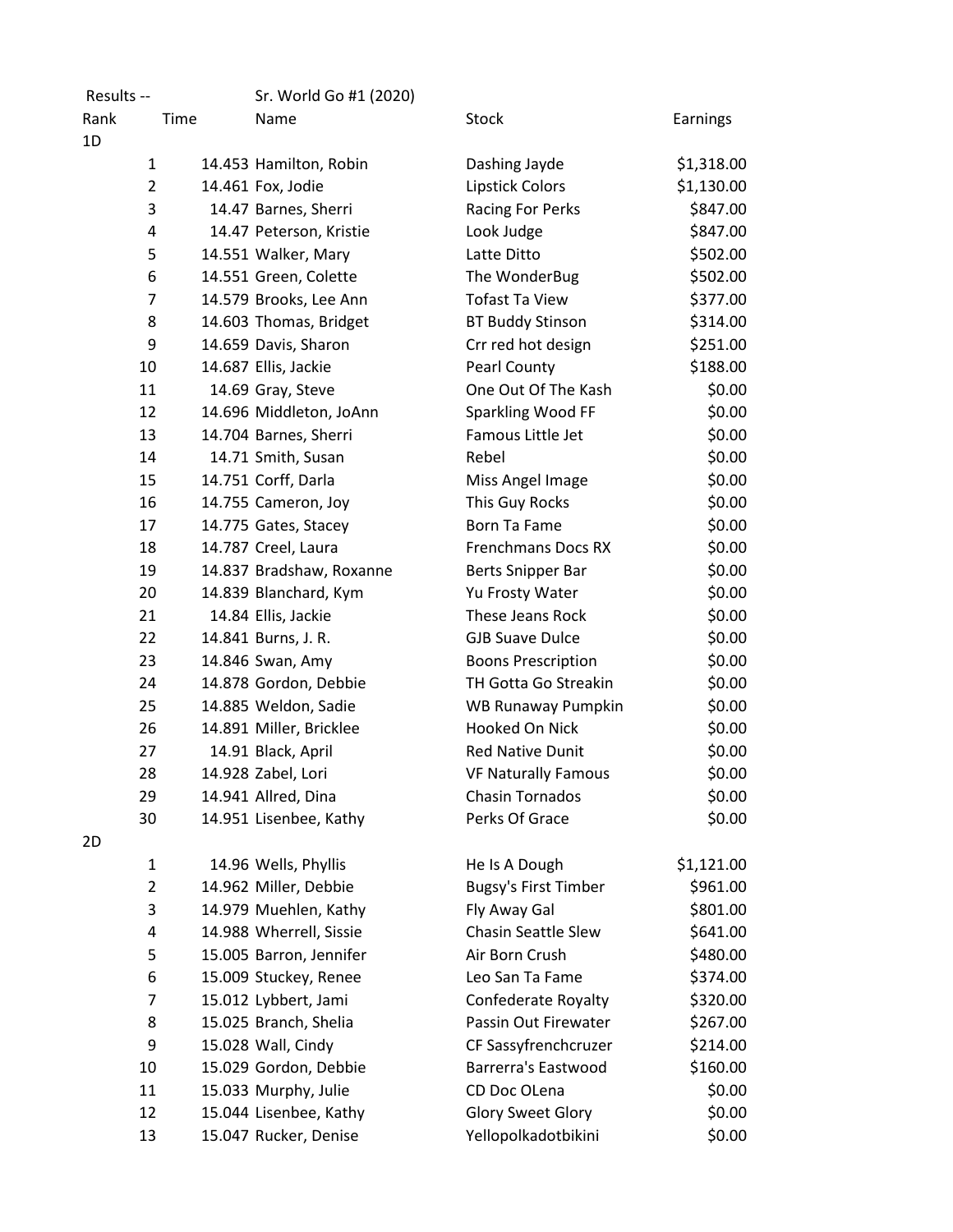Results -- Sr. World Go #1 (2020)

| Rank | Time | Name | Stock | Earnings |
|---|---|---|---|---|
| 1D | | | | |
| 1 | 14.453 | Hamilton, Robin | Dashing Jayde | $1,318.00 |
| 2 | 14.461 | Fox, Jodie | Lipstick Colors | $1,130.00 |
| 3 | 14.47 | Barnes, Sherri | Racing For Perks | $847.00 |
| 4 | 14.47 | Peterson, Kristie | Look Judge | $847.00 |
| 5 | 14.551 | Walker, Mary | Latte Ditto | $502.00 |
| 6 | 14.551 | Green, Colette | The WonderBug | $502.00 |
| 7 | 14.579 | Brooks, Lee Ann | Tofast Ta View | $377.00 |
| 8 | 14.603 | Thomas, Bridget | BT Buddy Stinson | $314.00 |
| 9 | 14.659 | Davis, Sharon | Crr red hot design | $251.00 |
| 10 | 14.687 | Ellis, Jackie | Pearl County | $188.00 |
| 11 | 14.69 | Gray, Steve | One Out Of The Kash | $0.00 |
| 12 | 14.696 | Middleton, JoAnn | Sparkling Wood FF | $0.00 |
| 13 | 14.704 | Barnes, Sherri | Famous Little Jet | $0.00 |
| 14 | 14.71 | Smith, Susan | Rebel | $0.00 |
| 15 | 14.751 | Corff, Darla | Miss Angel Image | $0.00 |
| 16 | 14.755 | Cameron, Joy | This Guy Rocks | $0.00 |
| 17 | 14.775 | Gates, Stacey | Born Ta Fame | $0.00 |
| 18 | 14.787 | Creel, Laura | Frenchmans Docs RX | $0.00 |
| 19 | 14.837 | Bradshaw, Roxanne | Berts Snipper Bar | $0.00 |
| 20 | 14.839 | Blanchard, Kym | Yu Frosty Water | $0.00 |
| 21 | 14.84 | Ellis, Jackie | These Jeans Rock | $0.00 |
| 22 | 14.841 | Burns, J. R. | GJB Suave Dulce | $0.00 |
| 23 | 14.846 | Swan, Amy | Boons Prescription | $0.00 |
| 24 | 14.878 | Gordon, Debbie | TH Gotta Go Streakin | $0.00 |
| 25 | 14.885 | Weldon, Sadie | WB Runaway Pumpkin | $0.00 |
| 26 | 14.891 | Miller, Bricklee | Hooked On Nick | $0.00 |
| 27 | 14.91 | Black, April | Red Native Dunit | $0.00 |
| 28 | 14.928 | Zabel, Lori | VF Naturally Famous | $0.00 |
| 29 | 14.941 | Allred, Dina | Chasin Tornados | $0.00 |
| 30 | 14.951 | Lisenbee, Kathy | Perks Of Grace | $0.00 |
| 2D | | | | |
| 1 | 14.96 | Wells, Phyllis | He Is A Dough | $1,121.00 |
| 2 | 14.962 | Miller, Debbie | Bugsy's First Timber | $961.00 |
| 3 | 14.979 | Muehlen, Kathy | Fly Away Gal | $801.00 |
| 4 | 14.988 | Wherrell, Sissie | Chasin Seattle Slew | $641.00 |
| 5 | 15.005 | Barron, Jennifer | Air Born Crush | $480.00 |
| 6 | 15.009 | Stuckey, Renee | Leo San Ta Fame | $374.00 |
| 7 | 15.012 | Lybbert, Jami | Confederate Royalty | $320.00 |
| 8 | 15.025 | Branch, Shelia | Passin Out Firewater | $267.00 |
| 9 | 15.028 | Wall, Cindy | CF Sassyfrenchcruzer | $214.00 |
| 10 | 15.029 | Gordon, Debbie | Barrerra's Eastwood | $160.00 |
| 11 | 15.033 | Murphy, Julie | CD Doc OLena | $0.00 |
| 12 | 15.044 | Lisenbee, Kathy | Glory Sweet Glory | $0.00 |
| 13 | 15.047 | Rucker, Denise | Yellopolkadotbikini | $0.00 |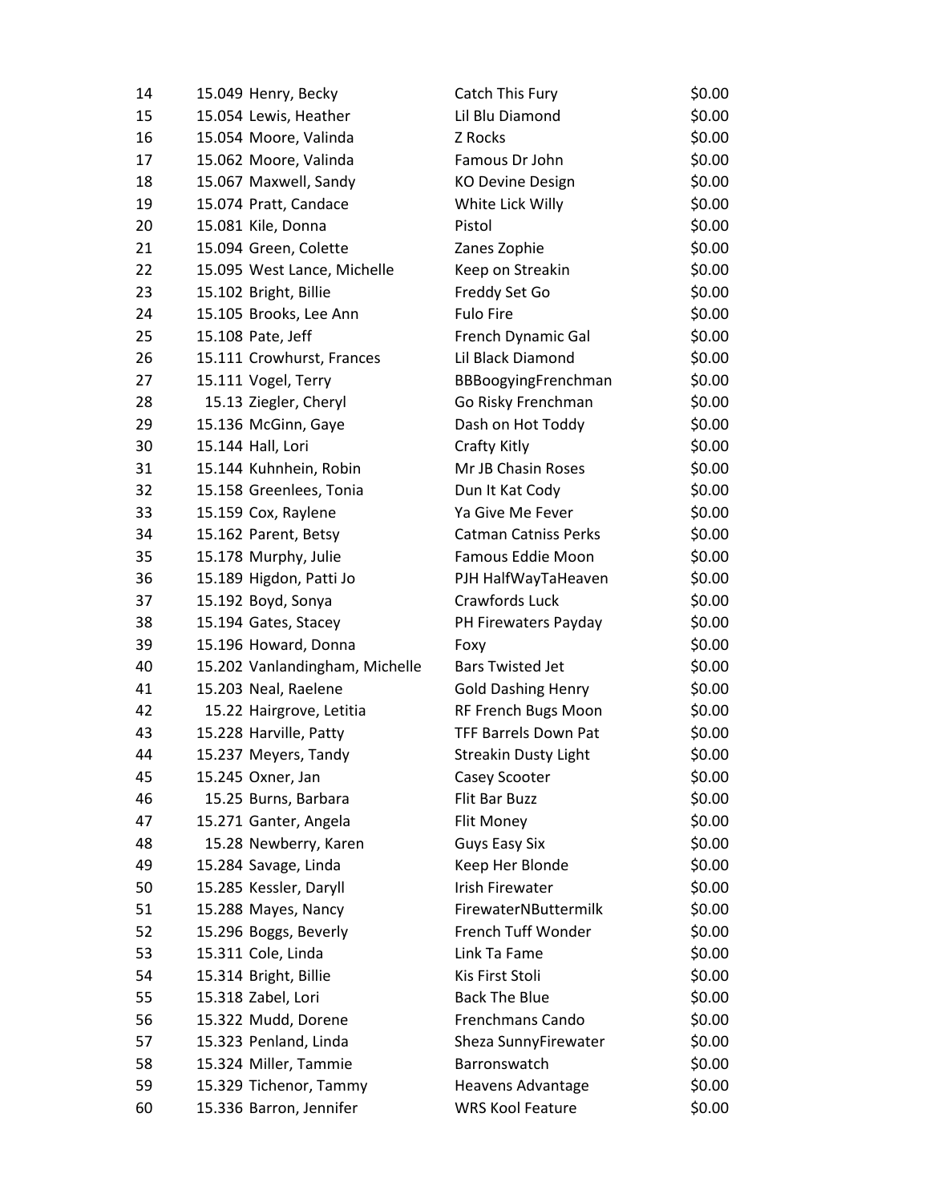| | | | | |
|---|---|---|---|---|
| 14 | 15.049 | Henry, Becky | Catch This Fury | $0.00 |
| 15 | 15.054 | Lewis, Heather | Lil Blu Diamond | $0.00 |
| 16 | 15.054 | Moore, Valinda | Z Rocks | $0.00 |
| 17 | 15.062 | Moore, Valinda | Famous Dr John | $0.00 |
| 18 | 15.067 | Maxwell, Sandy | KO Devine Design | $0.00 |
| 19 | 15.074 | Pratt, Candace | White Lick Willy | $0.00 |
| 20 | 15.081 | Kile, Donna | Pistol | $0.00 |
| 21 | 15.094 | Green, Colette | Zanes Zophie | $0.00 |
| 22 | 15.095 | West Lance, Michelle | Keep on Streakin | $0.00 |
| 23 | 15.102 | Bright, Billie | Freddy Set Go | $0.00 |
| 24 | 15.105 | Brooks, Lee Ann | Fulo Fire | $0.00 |
| 25 | 15.108 | Pate, Jeff | French Dynamic Gal | $0.00 |
| 26 | 15.111 | Crowhurst, Frances | Lil Black Diamond | $0.00 |
| 27 | 15.111 | Vogel, Terry | BBBoogyingFrenchman | $0.00 |
| 28 | 15.13 | Ziegler, Cheryl | Go Risky Frenchman | $0.00 |
| 29 | 15.136 | McGinn, Gaye | Dash on Hot Toddy | $0.00 |
| 30 | 15.144 | Hall, Lori | Crafty Kitly | $0.00 |
| 31 | 15.144 | Kuhnhein, Robin | Mr JB Chasin Roses | $0.00 |
| 32 | 15.158 | Greenlees, Tonia | Dun It Kat Cody | $0.00 |
| 33 | 15.159 | Cox, Raylene | Ya Give Me Fever | $0.00 |
| 34 | 15.162 | Parent, Betsy | Catman Catniss Perks | $0.00 |
| 35 | 15.178 | Murphy, Julie | Famous Eddie Moon | $0.00 |
| 36 | 15.189 | Higdon, Patti Jo | PJH HalfWayTaHeaven | $0.00 |
| 37 | 15.192 | Boyd, Sonya | Crawfords Luck | $0.00 |
| 38 | 15.194 | Gates, Stacey | PH Firewaters Payday | $0.00 |
| 39 | 15.196 | Howard, Donna | Foxy | $0.00 |
| 40 | 15.202 | Vanlandingham, Michelle | Bars Twisted Jet | $0.00 |
| 41 | 15.203 | Neal, Raelene | Gold Dashing Henry | $0.00 |
| 42 | 15.22 | Hairgrove, Letitia | RF French Bugs Moon | $0.00 |
| 43 | 15.228 | Harville, Patty | TFF Barrels Down Pat | $0.00 |
| 44 | 15.237 | Meyers, Tandy | Streakin Dusty Light | $0.00 |
| 45 | 15.245 | Oxner, Jan | Casey Scooter | $0.00 |
| 46 | 15.25 | Burns, Barbara | Flit Bar Buzz | $0.00 |
| 47 | 15.271 | Ganter, Angela | Flit Money | $0.00 |
| 48 | 15.28 | Newberry, Karen | Guys Easy Six | $0.00 |
| 49 | 15.284 | Savage, Linda | Keep Her Blonde | $0.00 |
| 50 | 15.285 | Kessler, Daryll | Irish Firewater | $0.00 |
| 51 | 15.288 | Mayes, Nancy | FirewaterNButtermilk | $0.00 |
| 52 | 15.296 | Boggs, Beverly | French Tuff Wonder | $0.00 |
| 53 | 15.311 | Cole, Linda | Link Ta Fame | $0.00 |
| 54 | 15.314 | Bright, Billie | Kis First Stoli | $0.00 |
| 55 | 15.318 | Zabel, Lori | Back The Blue | $0.00 |
| 56 | 15.322 | Mudd, Dorene | Frenchmans Cando | $0.00 |
| 57 | 15.323 | Penland, Linda | Sheza SunnyFirewater | $0.00 |
| 58 | 15.324 | Miller, Tammie | Barronswatch | $0.00 |
| 59 | 15.329 | Tichenor, Tammy | Heavens Advantage | $0.00 |
| 60 | 15.336 | Barron, Jennifer | WRS Kool Feature | $0.00 |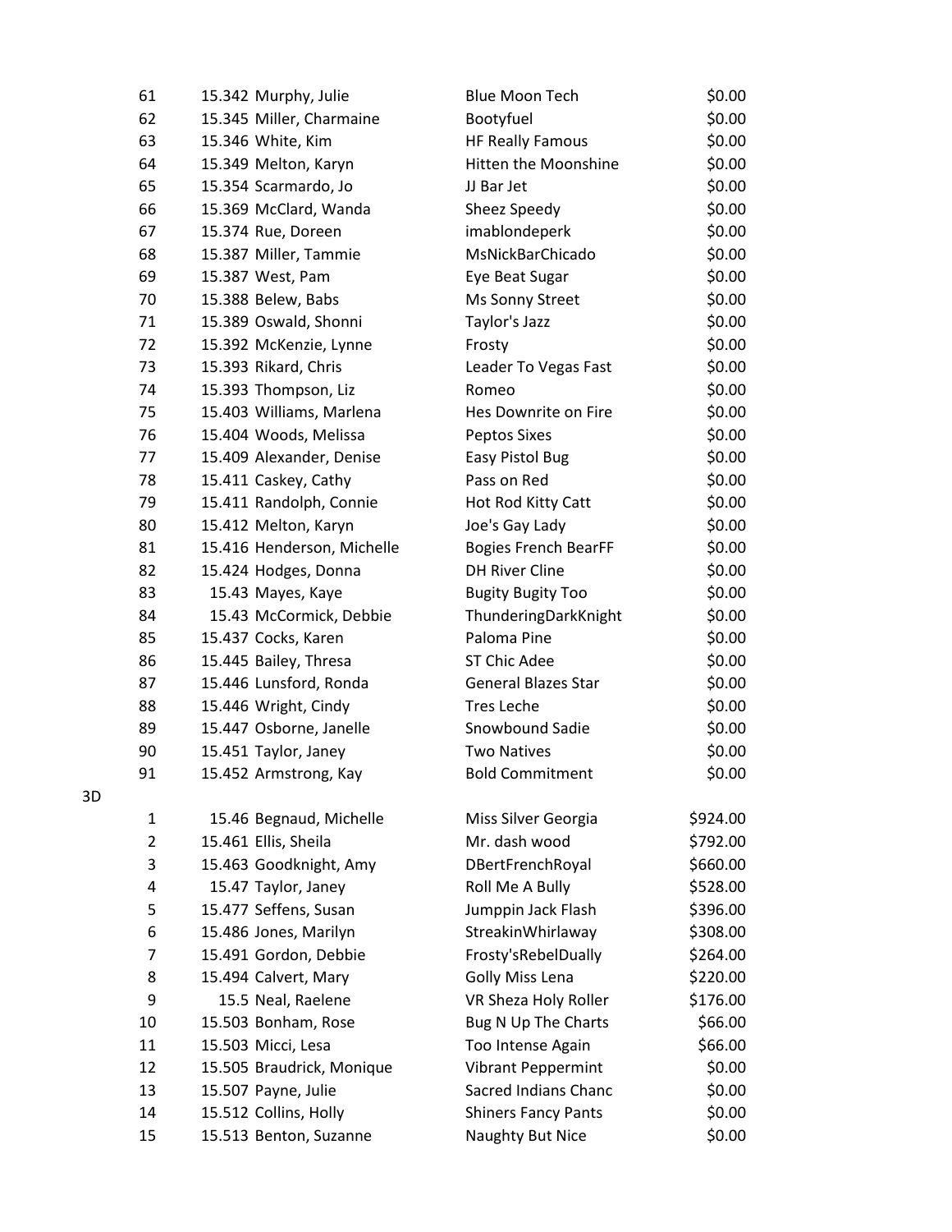| | | | |
|---|---|---|---|
| 61 | 15.342 Murphy, Julie | Blue Moon Tech | $0.00 |
| 62 | 15.345 Miller, Charmaine | Bootyfuel | $0.00 |
| 63 | 15.346 White, Kim | HF Really Famous | $0.00 |
| 64 | 15.349 Melton, Karyn | Hitten the Moonshine | $0.00 |
| 65 | 15.354 Scarmardo, Jo | JJ Bar Jet | $0.00 |
| 66 | 15.369 McClard, Wanda | Sheez Speedy | $0.00 |
| 67 | 15.374 Rue, Doreen | imablondeperk | $0.00 |
| 68 | 15.387 Miller, Tammie | MsNickBarChicado | $0.00 |
| 69 | 15.387 West, Pam | Eye Beat Sugar | $0.00 |
| 70 | 15.388 Belew, Babs | Ms Sonny Street | $0.00 |
| 71 | 15.389 Oswald, Shonni | Taylor's Jazz | $0.00 |
| 72 | 15.392 McKenzie, Lynne | Frosty | $0.00 |
| 73 | 15.393 Rikard, Chris | Leader To Vegas Fast | $0.00 |
| 74 | 15.393 Thompson, Liz | Romeo | $0.00 |
| 75 | 15.403 Williams, Marlena | Hes Downrite on Fire | $0.00 |
| 76 | 15.404 Woods, Melissa | Peptos Sixes | $0.00 |
| 77 | 15.409 Alexander, Denise | Easy Pistol Bug | $0.00 |
| 78 | 15.411 Caskey, Cathy | Pass on Red | $0.00 |
| 79 | 15.411 Randolph, Connie | Hot Rod Kitty Catt | $0.00 |
| 80 | 15.412 Melton, Karyn | Joe's Gay Lady | $0.00 |
| 81 | 15.416 Henderson, Michelle | Bogies French BearFF | $0.00 |
| 82 | 15.424 Hodges, Donna | DH River Cline | $0.00 |
| 83 | 15.43 Mayes, Kaye | Bugity Bugity Too | $0.00 |
| 84 | 15.43 McCormick, Debbie | ThunderingDarkKnight | $0.00 |
| 85 | 15.437 Cocks, Karen | Paloma Pine | $0.00 |
| 86 | 15.445 Bailey, Thresa | ST Chic Adee | $0.00 |
| 87 | 15.446 Lunsford, Ronda | General Blazes Star | $0.00 |
| 88 | 15.446 Wright, Cindy | Tres Leche | $0.00 |
| 89 | 15.447 Osborne, Janelle | Snowbound Sadie | $0.00 |
| 90 | 15.451 Taylor, Janey | Two Natives | $0.00 |
| 91 | 15.452 Armstrong, Kay | Bold Commitment | $0.00 |

3D

| | | | |
|---|---|---|---|
| 1 | 15.46 Begnaud, Michelle | Miss Silver Georgia | $924.00 |
| 2 | 15.461 Ellis, Sheila | Mr. dash wood | $792.00 |
| 3 | 15.463 Goodknight, Amy | DBertFrenchRoyal | $660.00 |
| 4 | 15.47 Taylor, Janey | Roll Me A Bully | $528.00 |
| 5 | 15.477 Seffens, Susan | Jumppin Jack Flash | $396.00 |
| 6 | 15.486 Jones, Marilyn | StreakinWhirlaway | $308.00 |
| 7 | 15.491 Gordon, Debbie | Frosty'sRebelDually | $264.00 |
| 8 | 15.494 Calvert, Mary | Golly Miss Lena | $220.00 |
| 9 | 15.5 Neal, Raelene | VR Sheza Holy Roller | $176.00 |
| 10 | 15.503 Bonham, Rose | Bug N Up The Charts | $66.00 |
| 11 | 15.503 Micci, Lesa | Too Intense Again | $66.00 |
| 12 | 15.505 Braudrick, Monique | Vibrant Peppermint | $0.00 |
| 13 | 15.507 Payne, Julie | Sacred Indians Chanc | $0.00 |
| 14 | 15.512 Collins, Holly | Shiners Fancy Pants | $0.00 |
| 15 | 15.513 Benton, Suzanne | Naughty But Nice | $0.00 |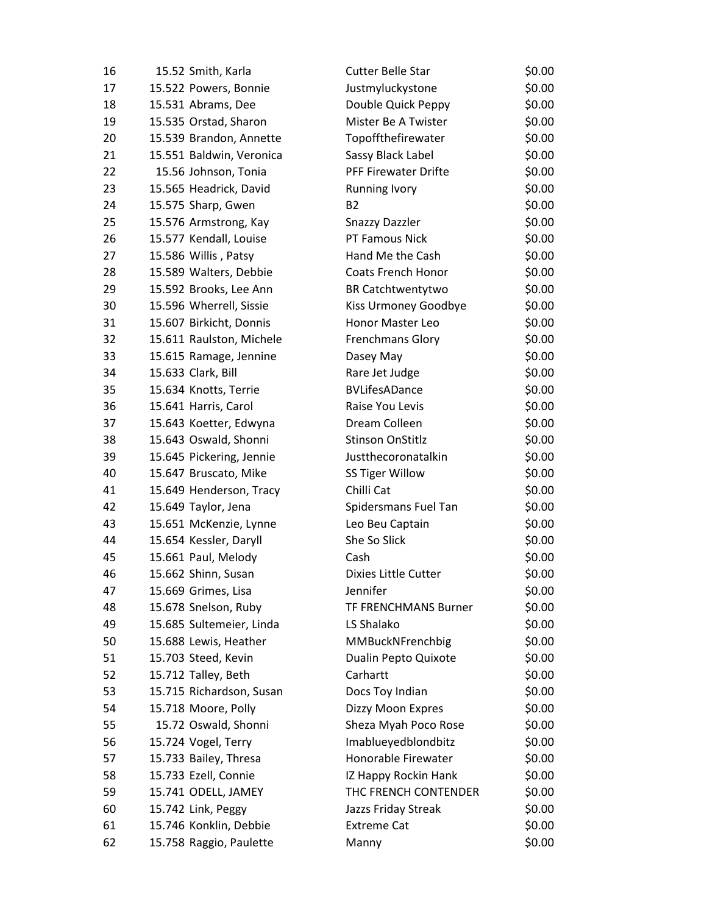| | | | | |
|---|---|---|---|---|
| 16 | 15.52 | Smith, Karla | Cutter Belle Star | $0.00 |
| 17 | 15.522 | Powers, Bonnie | Justmyluckystone | $0.00 |
| 18 | 15.531 | Abrams, Dee | Double Quick Peppy | $0.00 |
| 19 | 15.535 | Orstad, Sharon | Mister Be A Twister | $0.00 |
| 20 | 15.539 | Brandon, Annette | Topoffthefirewater | $0.00 |
| 21 | 15.551 | Baldwin, Veronica | Sassy Black Label | $0.00 |
| 22 | 15.56 | Johnson, Tonia | PFF Firewater Drifte | $0.00 |
| 23 | 15.565 | Headrick, David | Running Ivory | $0.00 |
| 24 | 15.575 | Sharp, Gwen | B2 | $0.00 |
| 25 | 15.576 | Armstrong, Kay | Snazzy Dazzler | $0.00 |
| 26 | 15.577 | Kendall, Louise | PT Famous Nick | $0.00 |
| 27 | 15.586 | Willis , Patsy | Hand Me the Cash | $0.00 |
| 28 | 15.589 | Walters, Debbie | Coats French Honor | $0.00 |
| 29 | 15.592 | Brooks, Lee Ann | BR Catchtwentytwo | $0.00 |
| 30 | 15.596 | Wherrell, Sissie | Kiss Urmoney Goodbye | $0.00 |
| 31 | 15.607 | Birkicht, Donnis | Honor Master Leo | $0.00 |
| 32 | 15.611 | Raulston, Michele | Frenchmans Glory | $0.00 |
| 33 | 15.615 | Ramage, Jennine | Dasey May | $0.00 |
| 34 | 15.633 | Clark, Bill | Rare Jet Judge | $0.00 |
| 35 | 15.634 | Knotts, Terrie | BVLifesADance | $0.00 |
| 36 | 15.641 | Harris, Carol | Raise You Levis | $0.00 |
| 37 | 15.643 | Koetter, Edwyna | Dream Colleen | $0.00 |
| 38 | 15.643 | Oswald, Shonni | Stinson OnStitlz | $0.00 |
| 39 | 15.645 | Pickering, Jennie | Justthecoronatalkin | $0.00 |
| 40 | 15.647 | Bruscato, Mike | SS Tiger Willow | $0.00 |
| 41 | 15.649 | Henderson, Tracy | Chilli Cat | $0.00 |
| 42 | 15.649 | Taylor, Jena | Spidersmans Fuel Tan | $0.00 |
| 43 | 15.651 | McKenzie, Lynne | Leo Beu Captain | $0.00 |
| 44 | 15.654 | Kessler, Daryll | She So Slick | $0.00 |
| 45 | 15.661 | Paul, Melody | Cash | $0.00 |
| 46 | 15.662 | Shinn, Susan | Dixies Little Cutter | $0.00 |
| 47 | 15.669 | Grimes, Lisa | Jennifer | $0.00 |
| 48 | 15.678 | Snelson, Ruby | TF FRENCHMANS Burner | $0.00 |
| 49 | 15.685 | Sultemeier, Linda | LS Shalako | $0.00 |
| 50 | 15.688 | Lewis, Heather | MMBuckNFrenchbig | $0.00 |
| 51 | 15.703 | Steed, Kevin | Dualin Pepto Quixote | $0.00 |
| 52 | 15.712 | Talley, Beth | Carhartt | $0.00 |
| 53 | 15.715 | Richardson, Susan | Docs Toy Indian | $0.00 |
| 54 | 15.718 | Moore, Polly | Dizzy Moon Expres | $0.00 |
| 55 | 15.72 | Oswald, Shonni | Sheza Myah Poco Rose | $0.00 |
| 56 | 15.724 | Vogel, Terry | Imablueyedblondbitz | $0.00 |
| 57 | 15.733 | Bailey, Thresa | Honorable Firewater | $0.00 |
| 58 | 15.733 | Ezell, Connie | IZ Happy Rockin Hank | $0.00 |
| 59 | 15.741 | ODELL, JAMEY | THC FRENCH CONTENDER | $0.00 |
| 60 | 15.742 | Link, Peggy | Jazzs Friday Streak | $0.00 |
| 61 | 15.746 | Konklin, Debbie | Extreme Cat | $0.00 |
| 62 | 15.758 | Raggio, Paulette | Manny | $0.00 |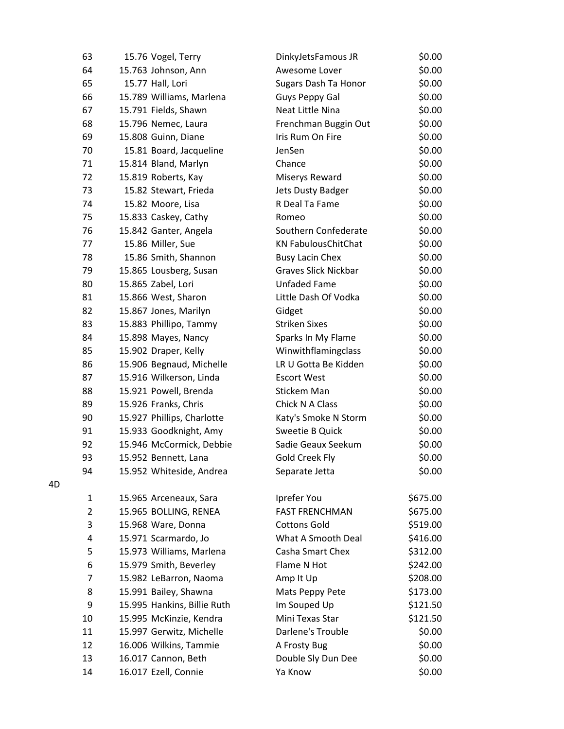| | | | | |
|---|---|---|---|---|
| 63 | 15.76 | Vogel, Terry | DinkyJetsFamous JR | $0.00 |
| 64 | 15.763 | Johnson, Ann | Awesome Lover | $0.00 |
| 65 | 15.77 | Hall, Lori | Sugars Dash Ta Honor | $0.00 |
| 66 | 15.789 | Williams, Marlena | Guys Peppy Gal | $0.00 |
| 67 | 15.791 | Fields, Shawn | Neat Little Nina | $0.00 |
| 68 | 15.796 | Nemec, Laura | Frenchman Buggin Out | $0.00 |
| 69 | 15.808 | Guinn, Diane | Iris Rum On Fire | $0.00 |
| 70 | 15.81 | Board, Jacqueline | JenSen | $0.00 |
| 71 | 15.814 | Bland, Marlyn | Chance | $0.00 |
| 72 | 15.819 | Roberts, Kay | Miserys Reward | $0.00 |
| 73 | 15.82 | Stewart, Frieda | Jets Dusty Badger | $0.00 |
| 74 | 15.82 | Moore, Lisa | R Deal Ta Fame | $0.00 |
| 75 | 15.833 | Caskey, Cathy | Romeo | $0.00 |
| 76 | 15.842 | Ganter, Angela | Southern Confederate | $0.00 |
| 77 | 15.86 | Miller, Sue | KN FabulousChitChat | $0.00 |
| 78 | 15.86 | Smith, Shannon | Busy Lacin Chex | $0.00 |
| 79 | 15.865 | Lousberg, Susan | Graves Slick Nickbar | $0.00 |
| 80 | 15.865 | Zabel, Lori | Unfaded Fame | $0.00 |
| 81 | 15.866 | West, Sharon | Little Dash Of Vodka | $0.00 |
| 82 | 15.867 | Jones, Marilyn | Gidget | $0.00 |
| 83 | 15.883 | Phillipo, Tammy | Striken Sixes | $0.00 |
| 84 | 15.898 | Mayes, Nancy | Sparks In My Flame | $0.00 |
| 85 | 15.902 | Draper, Kelly | Winwithflamingclass | $0.00 |
| 86 | 15.906 | Begnaud, Michelle | LR U Gotta Be Kidden | $0.00 |
| 87 | 15.916 | Wilkerson, Linda | Escort West | $0.00 |
| 88 | 15.921 | Powell, Brenda | Stickem Man | $0.00 |
| 89 | 15.926 | Franks, Chris | Chick N A Class | $0.00 |
| 90 | 15.927 | Phillips, Charlotte | Katy's Smoke N Storm | $0.00 |
| 91 | 15.933 | Goodknight, Amy | Sweetie B Quick | $0.00 |
| 92 | 15.946 | McCormick, Debbie | Sadie Geaux Seekum | $0.00 |
| 93 | 15.952 | Bennett, Lana | Gold Creek Fly | $0.00 |
| 94 | 15.952 | Whiteside, Andrea | Separate Jetta | $0.00 |

4D

| | | | | |
|---|---|---|---|---|
| 1 | 15.965 | Arceneaux, Sara | Iprefer You | $675.00 |
| 2 | 15.965 | BOLLING, RENEA | FAST FRENCHMAN | $675.00 |
| 3 | 15.968 | Ware, Donna | Cottons Gold | $519.00 |
| 4 | 15.971 | Scarmardo, Jo | What A Smooth Deal | $416.00 |
| 5 | 15.973 | Williams, Marlena | Casha Smart Chex | $312.00 |
| 6 | 15.979 | Smith, Beverley | Flame N Hot | $242.00 |
| 7 | 15.982 | LeBarron, Naoma | Amp It Up | $208.00 |
| 8 | 15.991 | Bailey, Shawna | Mats Peppy Pete | $173.00 |
| 9 | 15.995 | Hankins, Billie Ruth | Im Souped Up | $121.50 |
| 10 | 15.995 | McKinzie, Kendra | Mini Texas Star | $121.50 |
| 11 | 15.997 | Gerwitz, Michelle | Darlene's Trouble | $0.00 |
| 12 | 16.006 | Wilkins, Tammie | A Frosty Bug | $0.00 |
| 13 | 16.017 | Cannon, Beth | Double Sly Dun Dee | $0.00 |
| 14 | 16.017 | Ezell, Connie | Ya Know | $0.00 |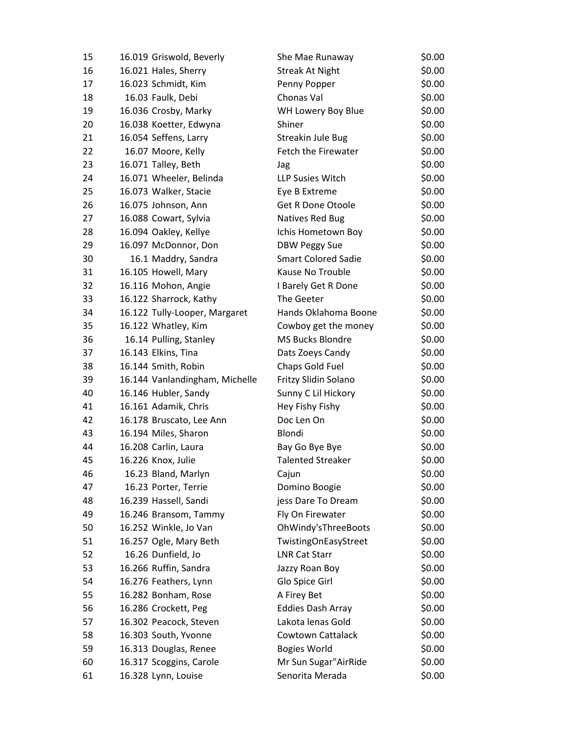| | | | | |
|---|---|---|---|---|
| 15 | 16.019 | Griswold, Beverly | She Mae Runaway | $0.00 |
| 16 | 16.021 | Hales, Sherry | Streak At Night | $0.00 |
| 17 | 16.023 | Schmidt, Kim | Penny Popper | $0.00 |
| 18 | 16.03 | Faulk, Debi | Chonas Val | $0.00 |
| 19 | 16.036 | Crosby, Marky | WH Lowery Boy Blue | $0.00 |
| 20 | 16.038 | Koetter, Edwyna | Shiner | $0.00 |
| 21 | 16.054 | Seffens, Larry | Streakin Jule Bug | $0.00 |
| 22 | 16.07 | Moore, Kelly | Fetch the Firewater | $0.00 |
| 23 | 16.071 | Talley, Beth | Jag | $0.00 |
| 24 | 16.071 | Wheeler, Belinda | LLP Susies Witch | $0.00 |
| 25 | 16.073 | Walker, Stacie | Eye B Extreme | $0.00 |
| 26 | 16.075 | Johnson, Ann | Get R Done Otoole | $0.00 |
| 27 | 16.088 | Cowart, Sylvia | Natives Red Bug | $0.00 |
| 28 | 16.094 | Oakley, Kellye | Ichis Hometown Boy | $0.00 |
| 29 | 16.097 | McDonnor, Don | DBW Peggy Sue | $0.00 |
| 30 | 16.1 | Maddry, Sandra | Smart Colored Sadie | $0.00 |
| 31 | 16.105 | Howell, Mary | Kause No Trouble | $0.00 |
| 32 | 16.116 | Mohon, Angie | I Barely Get R Done | $0.00 |
| 33 | 16.122 | Sharrock, Kathy | The Geeter | $0.00 |
| 34 | 16.122 | Tully-Looper, Margaret | Hands Oklahoma Boone | $0.00 |
| 35 | 16.122 | Whatley, Kim | Cowboy get the money | $0.00 |
| 36 | 16.14 | Pulling, Stanley | MS Bucks Blondre | $0.00 |
| 37 | 16.143 | Elkins, Tina | Dats Zoeys Candy | $0.00 |
| 38 | 16.144 | Smith, Robin | Chaps Gold Fuel | $0.00 |
| 39 | 16.144 | Vanlandingham, Michelle | Fritzy Slidin Solano | $0.00 |
| 40 | 16.146 | Hubler, Sandy | Sunny C Lil Hickory | $0.00 |
| 41 | 16.161 | Adamik, Chris | Hey Fishy Fishy | $0.00 |
| 42 | 16.178 | Bruscato, Lee Ann | Doc Len On | $0.00 |
| 43 | 16.194 | Miles, Sharon | Blondi | $0.00 |
| 44 | 16.208 | Carlin, Laura | Bay Go Bye Bye | $0.00 |
| 45 | 16.226 | Knox, Julie | Talented Streaker | $0.00 |
| 46 | 16.23 | Bland, Marlyn | Cajun | $0.00 |
| 47 | 16.23 | Porter, Terrie | Domino Boogie | $0.00 |
| 48 | 16.239 | Hassell, Sandi | jess Dare To Dream | $0.00 |
| 49 | 16.246 | Bransom, Tammy | Fly On Firewater | $0.00 |
| 50 | 16.252 | Winkle, Jo Van | OhWindy'sThreeBoots | $0.00 |
| 51 | 16.257 | Ogle, Mary Beth | TwistingOnEasyStreet | $0.00 |
| 52 | 16.26 | Dunfield, Jo | LNR Cat Starr | $0.00 |
| 53 | 16.266 | Ruffin, Sandra | Jazzy Roan Boy | $0.00 |
| 54 | 16.276 | Feathers, Lynn | Glo Spice Girl | $0.00 |
| 55 | 16.282 | Bonham, Rose | A Firey Bet | $0.00 |
| 56 | 16.286 | Crockett, Peg | Eddies Dash Array | $0.00 |
| 57 | 16.302 | Peacock, Steven | Lakota lenas Gold | $0.00 |
| 58 | 16.303 | South, Yvonne | Cowtown Cattalack | $0.00 |
| 59 | 16.313 | Douglas, Renee | Bogies World | $0.00 |
| 60 | 16.317 | Scoggins, Carole | Mr Sun Sugar"AirRide | $0.00 |
| 61 | 16.328 | Lynn, Louise | Senorita Merada | $0.00 |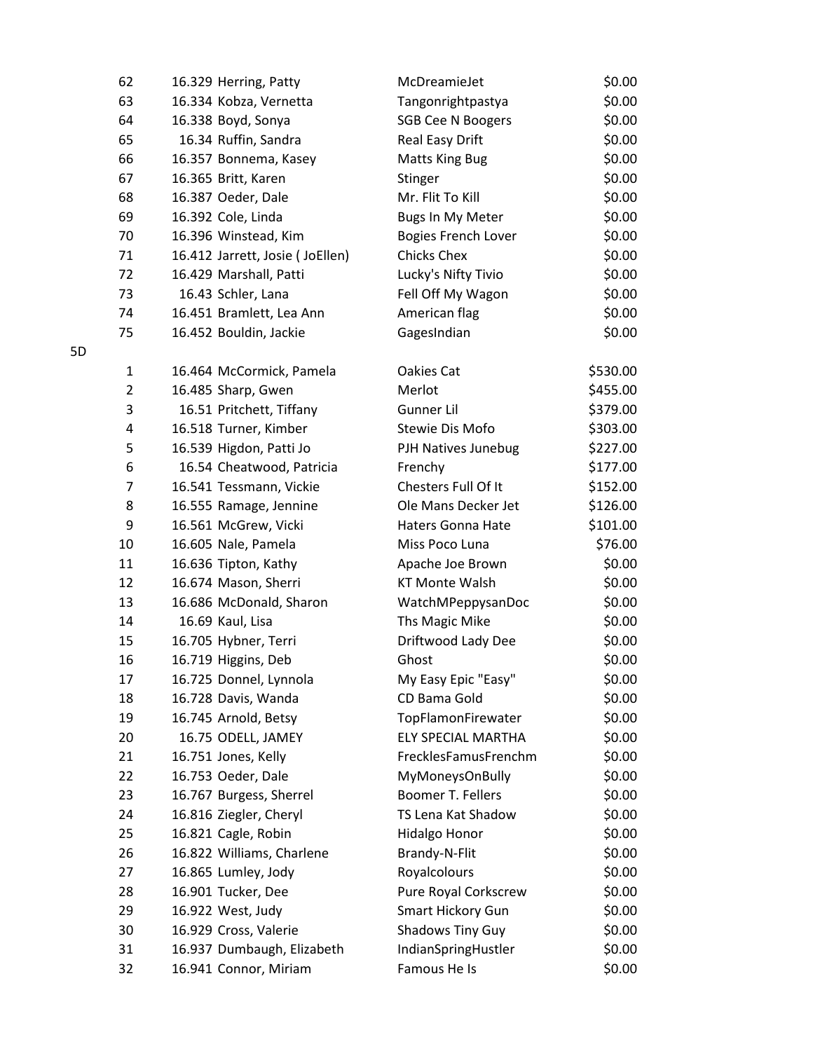| | | | | |
|---|---|---|---|---|
| 62 | 16.329 | Herring, Patty | McDreamieJet | $0.00 |
| 63 | 16.334 | Kobza, Vernetta | Tangonrightpastya | $0.00 |
| 64 | 16.338 | Boyd, Sonya | SGB Cee N Boogers | $0.00 |
| 65 | 16.34 | Ruffin, Sandra | Real Easy Drift | $0.00 |
| 66 | 16.357 | Bonnema, Kasey | Matts King Bug | $0.00 |
| 67 | 16.365 | Britt, Karen | Stinger | $0.00 |
| 68 | 16.387 | Oeder, Dale | Mr. Flit To Kill | $0.00 |
| 69 | 16.392 | Cole, Linda | Bugs In My Meter | $0.00 |
| 70 | 16.396 | Winstead, Kim | Bogies French Lover | $0.00 |
| 71 | 16.412 | Jarrett, Josie ( JoEllen) | Chicks Chex | $0.00 |
| 72 | 16.429 | Marshall, Patti | Lucky's Nifty Tivio | $0.00 |
| 73 | 16.43 | Schler, Lana | Fell Off My Wagon | $0.00 |
| 74 | 16.451 | Bramlett, Lea Ann | American flag | $0.00 |
| 75 | 16.452 | Bouldin, Jackie | GagesIndian | $0.00 |

5D

| | | | | |
|---|---|---|---|---|
| 1 | 16.464 | McCormick, Pamela | Oakies Cat | $530.00 |
| 2 | 16.485 | Sharp, Gwen | Merlot | $455.00 |
| 3 | 16.51 | Pritchett, Tiffany | Gunner Lil | $379.00 |
| 4 | 16.518 | Turner, Kimber | Stewie Dis Mofo | $303.00 |
| 5 | 16.539 | Higdon, Patti Jo | PJH Natives Junebug | $227.00 |
| 6 | 16.54 | Cheatwood, Patricia | Frenchy | $177.00 |
| 7 | 16.541 | Tessmann, Vickie | Chesters Full Of It | $152.00 |
| 8 | 16.555 | Ramage, Jennine | Ole Mans Decker Jet | $126.00 |
| 9 | 16.561 | McGrew, Vicki | Haters Gonna Hate | $101.00 |
| 10 | 16.605 | Nale, Pamela | Miss Poco Luna | $76.00 |
| 11 | 16.636 | Tipton, Kathy | Apache Joe Brown | $0.00 |
| 12 | 16.674 | Mason, Sherri | KT Monte Walsh | $0.00 |
| 13 | 16.686 | McDonald, Sharon | WatchMPeppysanDoc | $0.00 |
| 14 | 16.69 | Kaul, Lisa | Ths Magic Mike | $0.00 |
| 15 | 16.705 | Hybner, Terri | Driftwood Lady Dee | $0.00 |
| 16 | 16.719 | Higgins, Deb | Ghost | $0.00 |
| 17 | 16.725 | Donnel, Lynnola | My Easy Epic "Easy" | $0.00 |
| 18 | 16.728 | Davis, Wanda | CD Bama Gold | $0.00 |
| 19 | 16.745 | Arnold, Betsy | TopFlamonFirewater | $0.00 |
| 20 | 16.75 | ODELL, JAMEY | ELY SPECIAL MARTHA | $0.00 |
| 21 | 16.751 | Jones, Kelly | FrecklesFamusFrenchm | $0.00 |
| 22 | 16.753 | Oeder, Dale | MyMoneysOnBully | $0.00 |
| 23 | 16.767 | Burgess, Sherrel | Boomer T. Fellers | $0.00 |
| 24 | 16.816 | Ziegler, Cheryl | TS Lena Kat Shadow | $0.00 |
| 25 | 16.821 | Cagle, Robin | Hidalgo Honor | $0.00 |
| 26 | 16.822 | Williams, Charlene | Brandy-N-Flit | $0.00 |
| 27 | 16.865 | Lumley, Jody | Royalcolours | $0.00 |
| 28 | 16.901 | Tucker, Dee | Pure Royal Corkscrew | $0.00 |
| 29 | 16.922 | West, Judy | Smart Hickory Gun | $0.00 |
| 30 | 16.929 | Cross, Valerie | Shadows Tiny Guy | $0.00 |
| 31 | 16.937 | Dumbaugh, Elizabeth | IndianSpringHustler | $0.00 |
| 32 | 16.941 | Connor, Miriam | Famous He Is | $0.00 |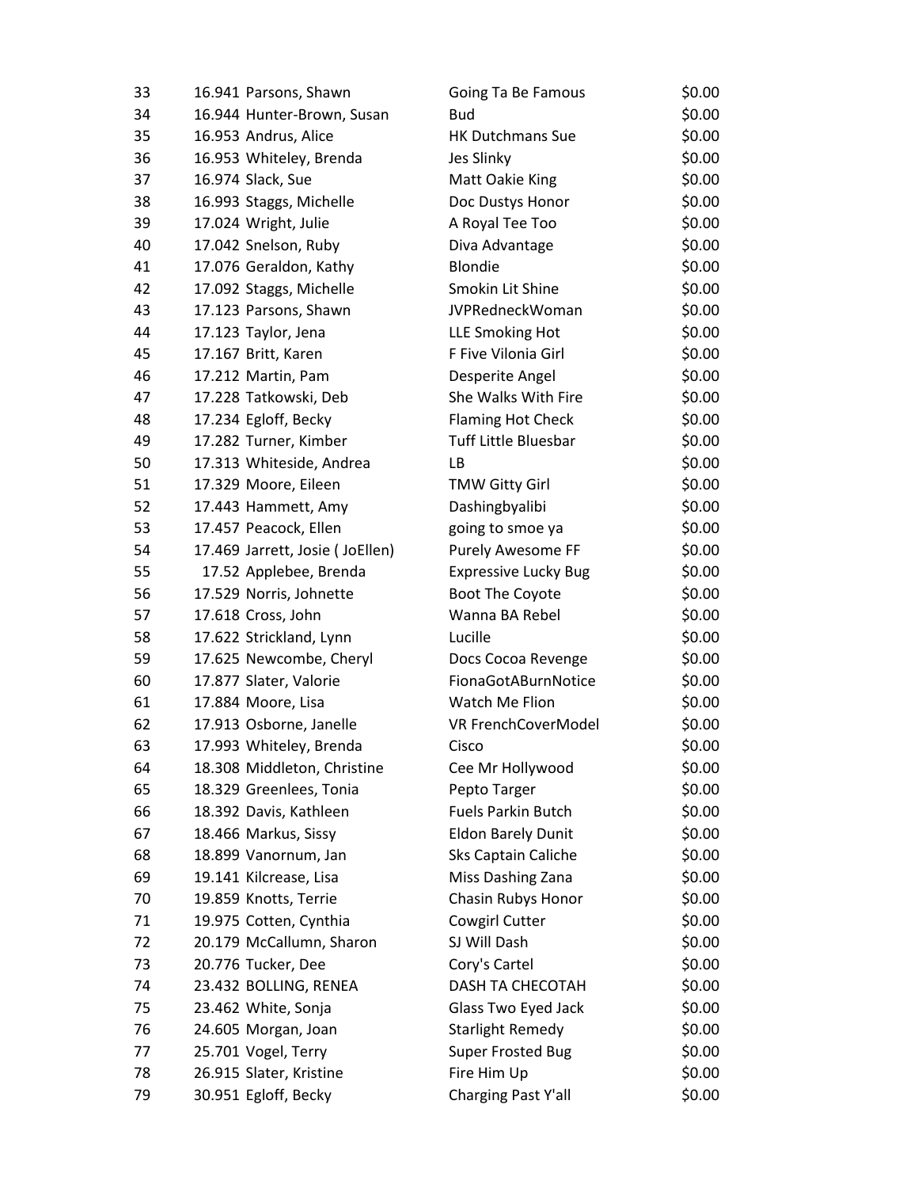| | | | | |
|---|---|---|---|---|
| 33 | 16.941 | Parsons, Shawn | Going Ta Be Famous | $0.00 |
| 34 | 16.944 | Hunter-Brown, Susan | Bud | $0.00 |
| 35 | 16.953 | Andrus, Alice | HK Dutchmans Sue | $0.00 |
| 36 | 16.953 | Whiteley, Brenda | Jes Slinky | $0.00 |
| 37 | 16.974 | Slack, Sue | Matt Oakie King | $0.00 |
| 38 | 16.993 | Staggs, Michelle | Doc Dustys Honor | $0.00 |
| 39 | 17.024 | Wright, Julie | A Royal Tee Too | $0.00 |
| 40 | 17.042 | Snelson, Ruby | Diva Advantage | $0.00 |
| 41 | 17.076 | Geraldon, Kathy | Blondie | $0.00 |
| 42 | 17.092 | Staggs, Michelle | Smokin Lit Shine | $0.00 |
| 43 | 17.123 | Parsons, Shawn | JVPRedneckWoman | $0.00 |
| 44 | 17.123 | Taylor, Jena | LLE Smoking Hot | $0.00 |
| 45 | 17.167 | Britt, Karen | F Five Vilonia Girl | $0.00 |
| 46 | 17.212 | Martin, Pam | Desperite Angel | $0.00 |
| 47 | 17.228 | Tatkowski, Deb | She Walks With Fire | $0.00 |
| 48 | 17.234 | Egloff, Becky | Flaming Hot Check | $0.00 |
| 49 | 17.282 | Turner, Kimber | Tuff Little Bluesbar | $0.00 |
| 50 | 17.313 | Whiteside, Andrea | LB | $0.00 |
| 51 | 17.329 | Moore, Eileen | TMW Gitty Girl | $0.00 |
| 52 | 17.443 | Hammett, Amy | Dashingbyalibi | $0.00 |
| 53 | 17.457 | Peacock, Ellen | going to smoe ya | $0.00 |
| 54 | 17.469 | Jarrett, Josie ( JoEllen) | Purely Awesome FF | $0.00 |
| 55 | 17.52 | Applebee, Brenda | Expressive Lucky Bug | $0.00 |
| 56 | 17.529 | Norris, Johnette | Boot The Coyote | $0.00 |
| 57 | 17.618 | Cross, John | Wanna BA Rebel | $0.00 |
| 58 | 17.622 | Strickland, Lynn | Lucille | $0.00 |
| 59 | 17.625 | Newcombe, Cheryl | Docs Cocoa Revenge | $0.00 |
| 60 | 17.877 | Slater, Valorie | FionaGotABurnNotice | $0.00 |
| 61 | 17.884 | Moore, Lisa | Watch Me Flion | $0.00 |
| 62 | 17.913 | Osborne, Janelle | VR FrenchCoverModel | $0.00 |
| 63 | 17.993 | Whiteley, Brenda | Cisco | $0.00 |
| 64 | 18.308 | Middleton, Christine | Cee Mr Hollywood | $0.00 |
| 65 | 18.329 | Greenlees, Tonia | Pepto Targer | $0.00 |
| 66 | 18.392 | Davis, Kathleen | Fuels Parkin Butch | $0.00 |
| 67 | 18.466 | Markus, Sissy | Eldon Barely Dunit | $0.00 |
| 68 | 18.899 | Vanornum, Jan | Sks Captain Caliche | $0.00 |
| 69 | 19.141 | Kilcrease, Lisa | Miss Dashing Zana | $0.00 |
| 70 | 19.859 | Knotts, Terrie | Chasin Rubys Honor | $0.00 |
| 71 | 19.975 | Cotten, Cynthia | Cowgirl Cutter | $0.00 |
| 72 | 20.179 | McCallumn, Sharon | SJ Will Dash | $0.00 |
| 73 | 20.776 | Tucker, Dee | Cory's Cartel | $0.00 |
| 74 | 23.432 | BOLLING, RENEA | DASH TA CHECOTAH | $0.00 |
| 75 | 23.462 | White, Sonja | Glass Two Eyed Jack | $0.00 |
| 76 | 24.605 | Morgan, Joan | Starlight Remedy | $0.00 |
| 77 | 25.701 | Vogel, Terry | Super Frosted Bug | $0.00 |
| 78 | 26.915 | Slater, Kristine | Fire Him Up | $0.00 |
| 79 | 30.951 | Egloff, Becky | Charging Past Y'all | $0.00 |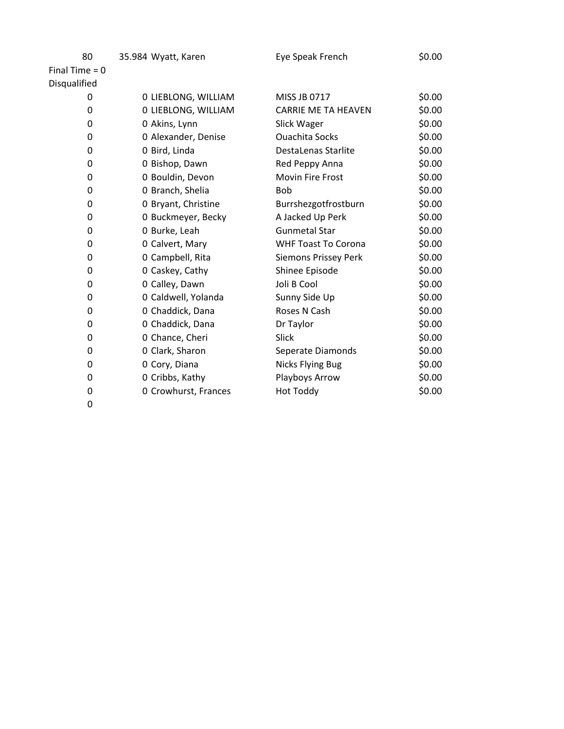| | | | | |
|---|---|---|---|---|
| 80 | 35.984 | Wyatt, Karen | Eye Speak French | $0.00 |

Final Time = 0

Disqualified

| | | | | |
|---|---|---|---|---|
| 0 | 0 | LIEBLONG, WILLIAM | MISS JB 0717 | $0.00 |
| 0 | 0 | LIEBLONG, WILLIAM | CARRIE ME TA HEAVEN | $0.00 |
| 0 | 0 | Akins, Lynn | Slick Wager | $0.00 |
| 0 | 0 | Alexander, Denise | Ouachita Socks | $0.00 |
| 0 | 0 | Bird, Linda | DestaLenas Starlite | $0.00 |
| 0 | 0 | Bishop, Dawn | Red Peppy Anna | $0.00 |
| 0 | 0 | Bouldin, Devon | Movin Fire Frost | $0.00 |
| 0 | 0 | Branch, Shelia | Bob | $0.00 |
| 0 | 0 | Bryant, Christine | Burrshezgotfrostburn | $0.00 |
| 0 | 0 | Buckmeyer, Becky | A Jacked Up Perk | $0.00 |
| 0 | 0 | Burke, Leah | Gunmetal Star | $0.00 |
| 0 | 0 | Calvert, Mary | WHF Toast To Corona | $0.00 |
| 0 | 0 | Campbell, Rita | Siemons Prissey Perk | $0.00 |
| 0 | 0 | Caskey, Cathy | Shinee Episode | $0.00 |
| 0 | 0 | Calley, Dawn | Joli B Cool | $0.00 |
| 0 | 0 | Caldwell, Yolanda | Sunny Side Up | $0.00 |
| 0 | 0 | Chaddick, Dana | Roses N Cash | $0.00 |
| 0 | 0 | Chaddick, Dana | Dr Taylor | $0.00 |
| 0 | 0 | Chance, Cheri | Slick | $0.00 |
| 0 | 0 | Clark, Sharon | Seperate Diamonds | $0.00 |
| 0 | 0 | Cory, Diana | Nicks Flying Bug | $0.00 |
| 0 | 0 | Cribbs, Kathy | Playboys Arrow | $0.00 |
| 0 | 0 | Crowhurst, Frances | Hot Toddy | $0.00 |
| 0 | | | | |